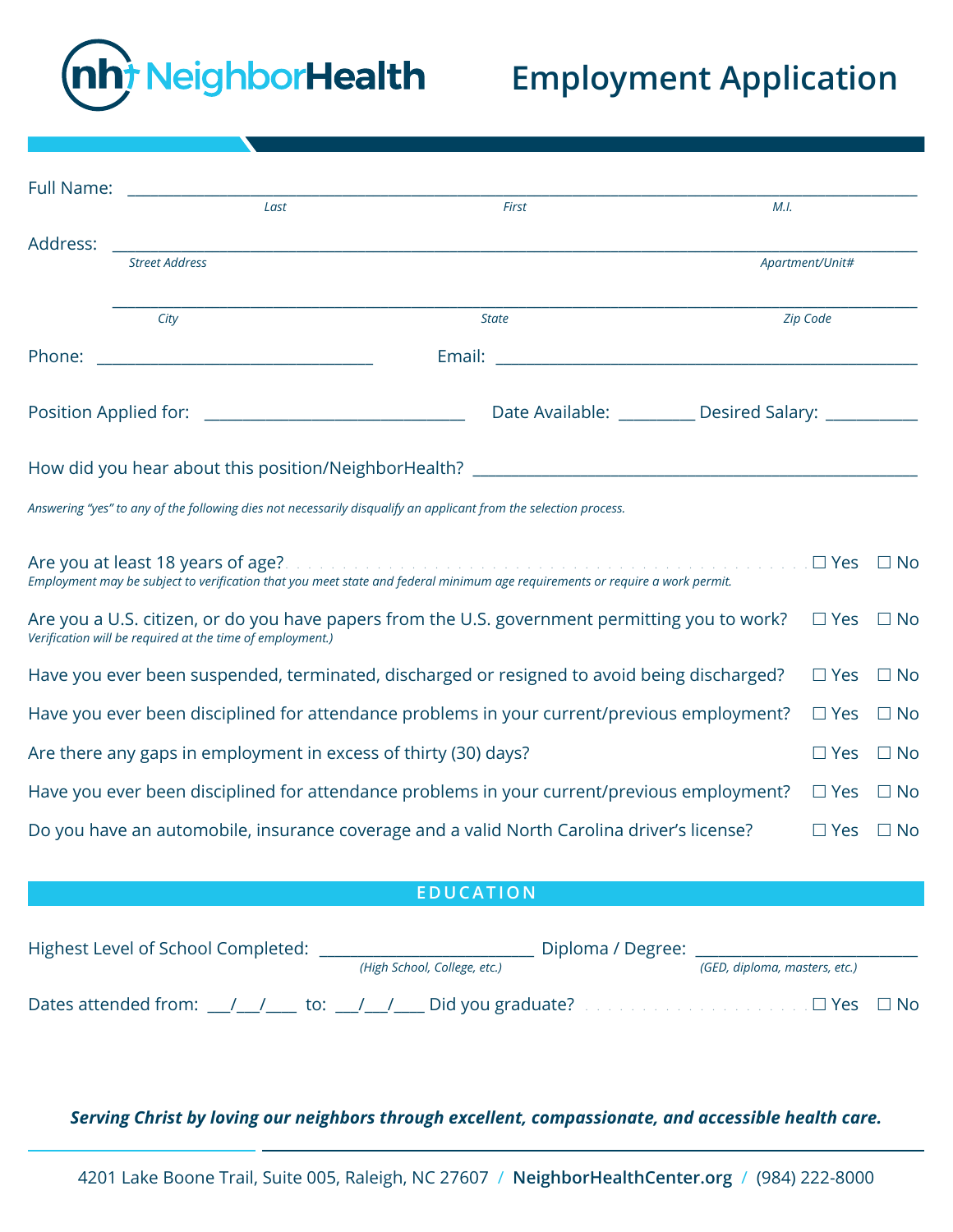NeighborHealth

# Employment Application

Full Name: ______________________________________________________________
*Last* *First* *M.I.*

Address: ______________________________________________________________
*Street Address* *Apartment/Unit#*

______________________________________________________________
*City* *State* *Zip Code*

Phone: ______________________ Email: ______________________________

Position Applied for: ______________________ Date Available: ________ Desired Salary: __________

How did you hear about this position/NeighborHealth? ______________________________

*Answering "yes" to any of the following dies not necessarily disqualify an applicant from the selection process.*

Are you at least 18 years of age? ☐ Yes ☐ No
*Employment may be subject to verification that you meet state and federal minimum age requirements or require a work permit.*

Are you a U.S. citizen, or do you have papers from the U.S. government permitting you to work? ☐ Yes ☐ No
*Verification will be required at the time of employment.)*

Have you ever been suspended, terminated, discharged or resigned to avoid being discharged? ☐ Yes ☐ No

Have you ever been disciplined for attendance problems in your current/previous employment? ☐ Yes ☐ No

Are there any gaps in employment in excess of thirty (30) days? ☐ Yes ☐ No

Have you ever been disciplined for attendance problems in your current/previous employment? ☐ Yes ☐ No

Do you have an automobile, insurance coverage and a valid North Carolina driver's license? ☐ Yes ☐ No

## EDUCATION

Highest Level of School Completed: ______________________ Diploma / Degree: ______________________
*(High School, College, etc.)* *(GED, diploma, masters, etc.)*

Dates attended from: ___/___/____ to: ___/___/____ Did you graduate? ☐ Yes ☐ No

***Serving Christ by loving our neighbors through excellent, compassionate, and accessible health care.***

4201 Lake Boone Trail, Suite 005, Raleigh, NC 27607 / **NeighborHealthCenter.org** / (984) 222-8000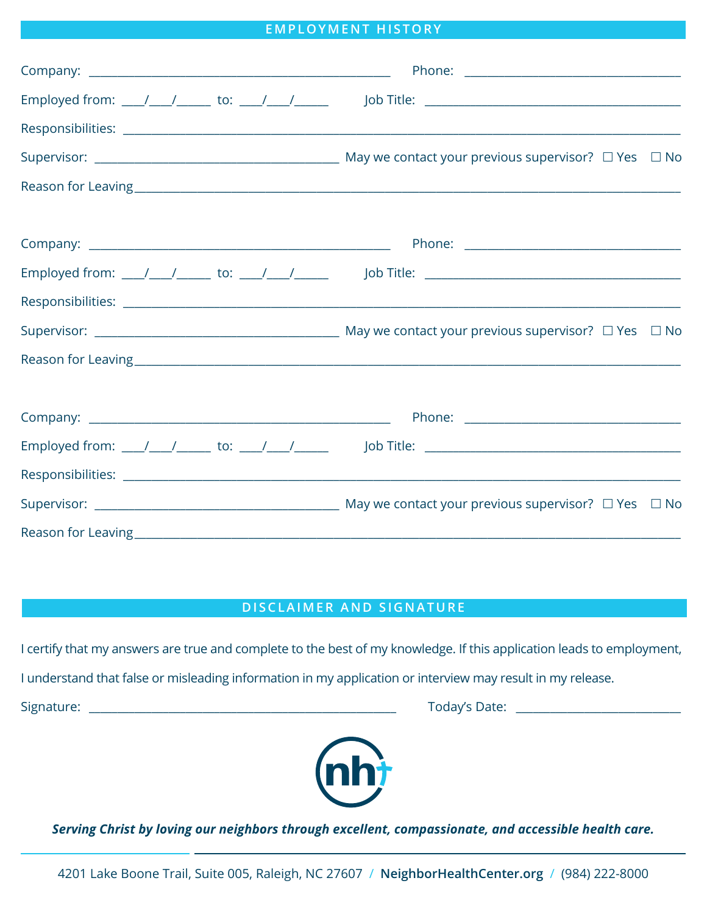## EMPLOYMENT HISTORY

Company: ______________________________ Phone: ______________________

Employed from: ___/___/_____ to: ___/___/_____ Job Title: ______________________

Responsibilities: ____________________________________________________

Supervisor: ______________________ May we contact your previous supervisor? ☐ Yes ☐ No

Reason for Leaving ____________________________________________________

Company: ______________________________ Phone: ______________________

Employed from: ___/___/_____ to: ___/___/_____ Job Title: ______________________

Responsibilities: ____________________________________________________

Supervisor: ______________________ May we contact your previous supervisor? ☐ Yes ☐ No

Reason for Leaving ____________________________________________________

Company: ______________________________ Phone: ______________________

Employed from: ___/___/_____ to: ___/___/_____ Job Title: ______________________

Responsibilities: ____________________________________________________

Supervisor: ______________________ May we contact your previous supervisor? ☐ Yes ☐ No

Reason for Leaving ____________________________________________________

## DISCLAIMER AND SIGNATURE

I certify that my answers are true and complete to the best of my knowledge. If this application leads to employment, I understand that false or misleading information in my application or interview may result in my release.

Signature: ______________________________ Today's Date: ____________________

nh

***Serving Christ by loving our neighbors through excellent, compassionate, and accessible health care.***

4201 Lake Boone Trail, Suite 005, Raleigh, NC 27607 / **NeighborHealthCenter.org** / (984) 222-8000